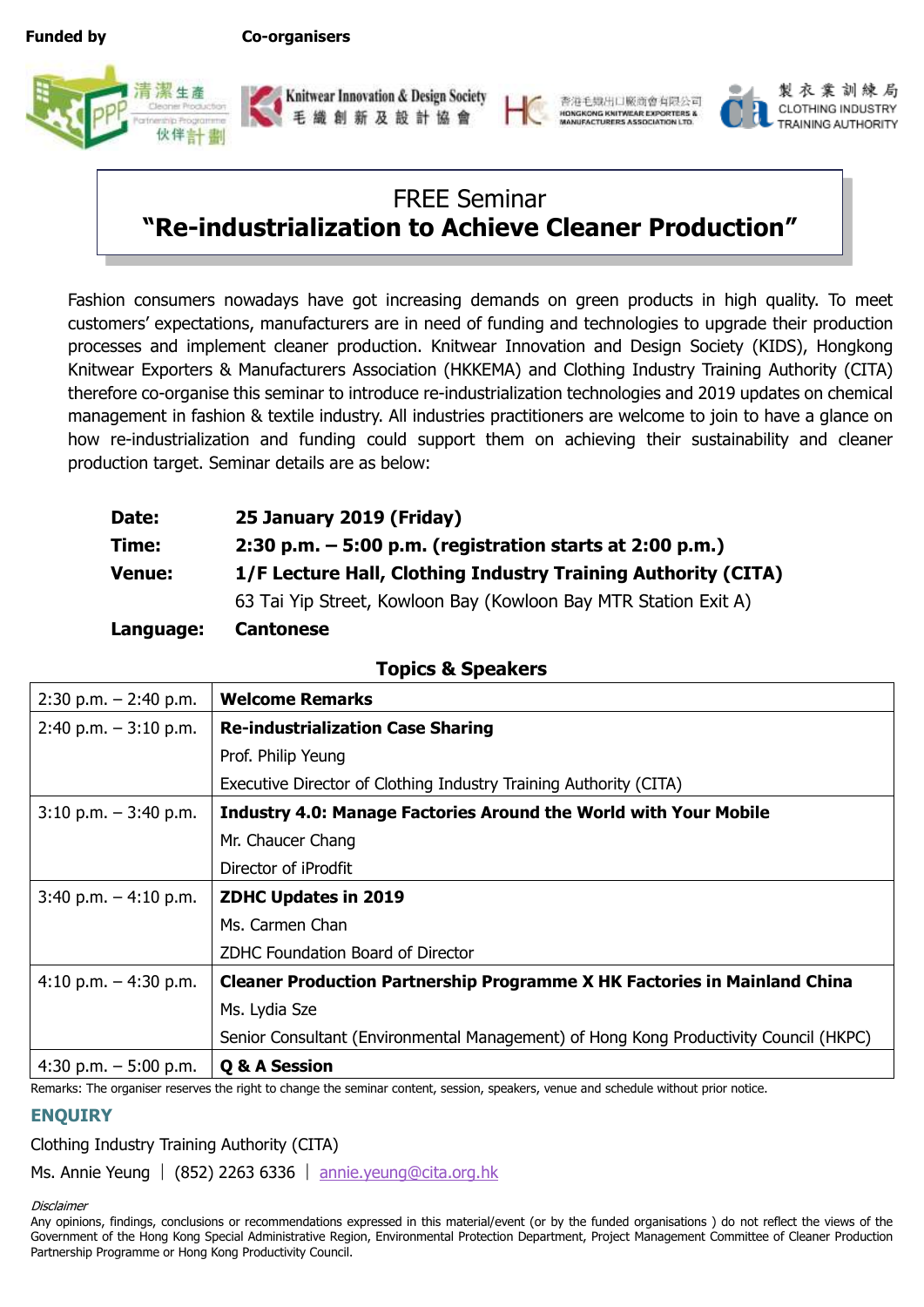**Funded by** **Co-organisers**

清潔生產伙伴計劃 Cleaner Production Partnership Programme

Knitwear Innovation & Design Society 毛織創新及設計協會

香港毛織出口廠商會有限公司 HONGKONG KNITWEAR EXPORTERS & MANUFACTURERS ASSOCIATION LTD.

製衣業訓練局 CLOTHING INDUSTRY TRAINING AUTHORITY

# FREE Seminar
# **"Re-industrialization to Achieve Cleaner Production"**

Fashion consumers nowadays have got increasing demands on green products in high quality. To meet customers' expectations, manufacturers are in need of funding and technologies to upgrade their production processes and implement cleaner production. Knitwear Innovation and Design Society (KIDS), Hongkong Knitwear Exporters & Manufacturers Association (HKKEMA) and Clothing Industry Training Authority (CITA) therefore co-organise this seminar to introduce re-industrialization technologies and 2019 updates on chemical management in fashion & textile industry. All industries practitioners are welcome to join to have a glance on how re-industrialization and funding could support them on achieving their sustainability and cleaner production target. Seminar details are as below:

| | |
|---|---|
| **Date:** | **25 January 2019 (Friday)** |
| **Time:** | **2:30 p.m. – 5:00 p.m. (registration starts at 2:00 p.m.)** |
| **Venue:** | **1/F Lecture Hall, Clothing Industry Training Authority (CITA)**<br>63 Tai Yip Street, Kowloon Bay (Kowloon Bay MTR Station Exit A) |
| **Language:** | **Cantonese** |

## Topics & Speakers

| Time | Topic & Speaker |
|---|---|
| 2:30 p.m. – 2:40 p.m. | **Welcome Remarks** |
| 2:40 p.m. – 3:10 p.m. | **Re-industrialization Case Sharing**<br>Prof. Philip Yeung<br>Executive Director of Clothing Industry Training Authority (CITA) |
| 3:10 p.m. – 3:40 p.m. | **Industry 4.0: Manage Factories Around the World with Your Mobile**<br>Mr. Chaucer Chang<br>Director of iProdfit |
| 3:40 p.m. – 4:10 p.m. | **ZDHC Updates in 2019**<br>Ms. Carmen Chan<br>ZDHC Foundation Board of Director |
| 4:10 p.m. – 4:30 p.m. | **Cleaner Production Partnership Programme X HK Factories in Mainland China**<br>Ms. Lydia Sze<br>Senior Consultant (Environmental Management) of Hong Kong Productivity Council (HKPC) |
| 4:30 p.m. – 5:00 p.m. | **Q & A Session** |

Remarks: The organiser reserves the right to change the seminar content, session, speakers, venue and schedule without prior notice.

## ENQUIRY

Clothing Industry Training Authority (CITA)

Ms. Annie Yeung | (852) 2263 6336 | annie.yeung@cita.org.hk

*Disclaimer*

Any opinions, findings, conclusions or recommendations expressed in this material/event (or by the funded organisations ) do not reflect the views of the Government of the Hong Kong Special Administrative Region, Environmental Protection Department, Project Management Committee of Cleaner Production Partnership Programme or Hong Kong Productivity Council.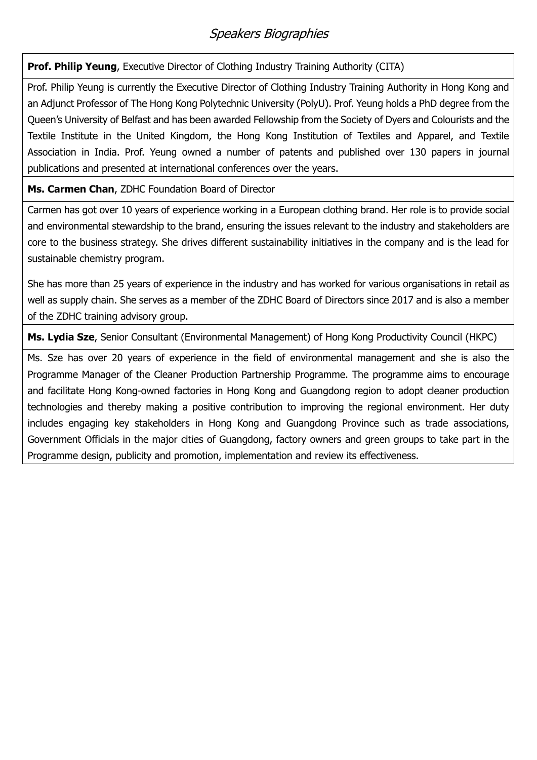# *Speakers Biographies*

**Prof. Philip Yeung**, Executive Director of Clothing Industry Training Authority (CITA)

Prof. Philip Yeung is currently the Executive Director of Clothing Industry Training Authority in Hong Kong and an Adjunct Professor of The Hong Kong Polytechnic University (PolyU). Prof. Yeung holds a PhD degree from the Queen's University of Belfast and has been awarded Fellowship from the Society of Dyers and Colourists and the Textile Institute in the United Kingdom, the Hong Kong Institution of Textiles and Apparel, and Textile Association in India. Prof. Yeung owned a number of patents and published over 130 papers in journal publications and presented at international conferences over the years.

**Ms. Carmen Chan**, ZDHC Foundation Board of Director

Carmen has got over 10 years of experience working in a European clothing brand. Her role is to provide social and environmental stewardship to the brand, ensuring the issues relevant to the industry and stakeholders are core to the business strategy. She drives different sustainability initiatives in the company and is the lead for sustainable chemistry program.

She has more than 25 years of experience in the industry and has worked for various organisations in retail as well as supply chain. She serves as a member of the ZDHC Board of Directors since 2017 and is also a member of the ZDHC training advisory group.

**Ms. Lydia Sze**, Senior Consultant (Environmental Management) of Hong Kong Productivity Council (HKPC)

Ms. Sze has over 20 years of experience in the field of environmental management and she is also the Programme Manager of the Cleaner Production Partnership Programme. The programme aims to encourage and facilitate Hong Kong-owned factories in Hong Kong and Guangdong region to adopt cleaner production technologies and thereby making a positive contribution to improving the regional environment. Her duty includes engaging key stakeholders in Hong Kong and Guangdong Province such as trade associations, Government Officials in the major cities of Guangdong, factory owners and green groups to take part in the Programme design, publicity and promotion, implementation and review its effectiveness.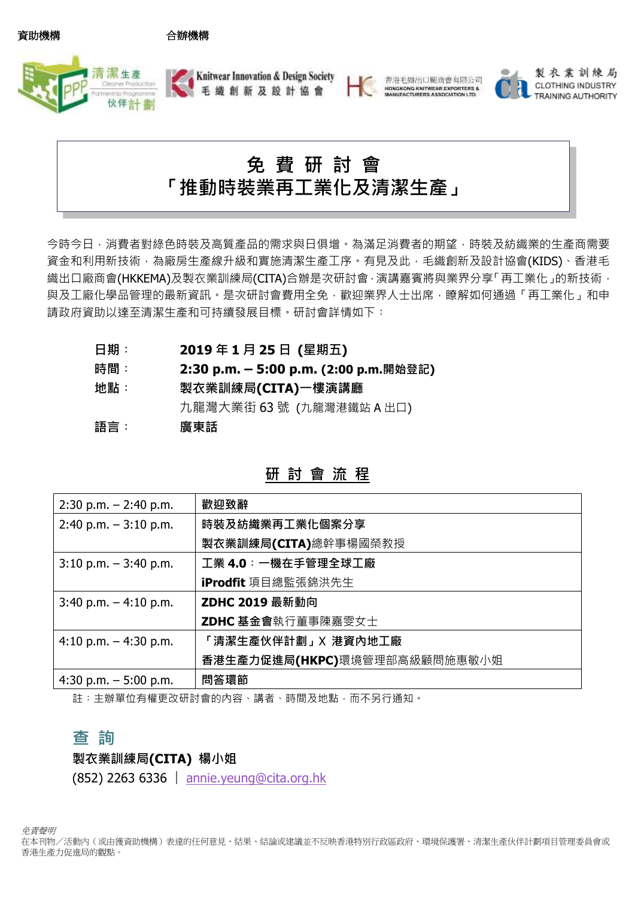資助機構　　　　　　　　合辦機構

清潔生產伙伴計劃 Cleaner Production Partnership Programme　Knitwear Innovation & Design Society 毛織創新及設計協會　香港毛織出口廠商會有限公司 HONGKONG KNITWEAR EXPORTERS & MANUFACTURERS ASSOCIATION LTD.　製衣業訓練局 CLOTHING INDUSTRY TRAINING AUTHORITY

# 免 費 研 討 會
# 「推動時裝業再工業化及清潔生產」

今時今日，消費者對綠色時裝及高質產品的需求與日俱增。為滿足消費者的期望，時裝及紡織業的生產商需要資金和利用新技術，為廠房生產線升級和實施清潔生產工序。有見及此，毛織創新及設計協會(KIDS)、香港毛織出口廠商會(HKKEMA)及製衣業訓練局(CITA)合辦是次研討會，演講嘉賓將與業界分享「再工業化」的新技術，與及工廠化學品管理的最新資訊。是次研討會費用全免，歡迎業界人士出席，瞭解如何通過「再工業化」和申請政府資助以達至清潔生產和可持續發展目標。研討會詳情如下：

日期：　**2019 年 1 月 25 日 (星期五)**

時間：　**2:30 p.m. – 5:00 p.m. (2:00 p.m.開始登記)**

地點：　**製衣業訓練局(CITA)一樓演講廳**
　　　　九龍灣大業街 63 號 (九龍灣港鐵站 A 出口)

語言：　**廣東話**

## 研 討 會 流 程

| | |
|---|---|
| 2:30 p.m. – 2:40 p.m. | **歡迎致辭** |
| 2:40 p.m. – 3:10 p.m. | **時裝及紡織業再工業化個案分享**<br>**製衣業訓練局(CITA)**總幹事楊國榮教授 |
| 3:10 p.m. – 3:40 p.m. | **工業 4.0：一機在手管理全球工廠**<br>**iProdfit** 項目總監張錦洪先生 |
| 3:40 p.m. – 4:10 p.m. | **ZDHC 2019 最新動向**<br>**ZDHC 基金會**執行董事陳嘉雯女士 |
| 4:10 p.m. – 4:30 p.m. | **「清潔生產伙伴計劃」X 港資內地工廠**<br>**香港生產力促進局(HKPC)**環境管理部高級顧問施惠敏小姐 |
| 4:30 p.m. – 5:00 p.m. | **問答環節** |

註：主辦單位有權更改研討會的內容、講者、時間及地點，而不另行通知。

## 查 詢

**製衣業訓練局(CITA) 楊小姐**

(852) 2263 6336 | annie.yeung@cita.org.hk

*免責聲明*

在本刊物／活動內（或由獲資助機構）表達的任何意見、結果、結論或建議並不反映香港特別行政區政府、環境保護署、清潔生產伙伴計劃項目管理委員會或香港生產力促進局的觀點。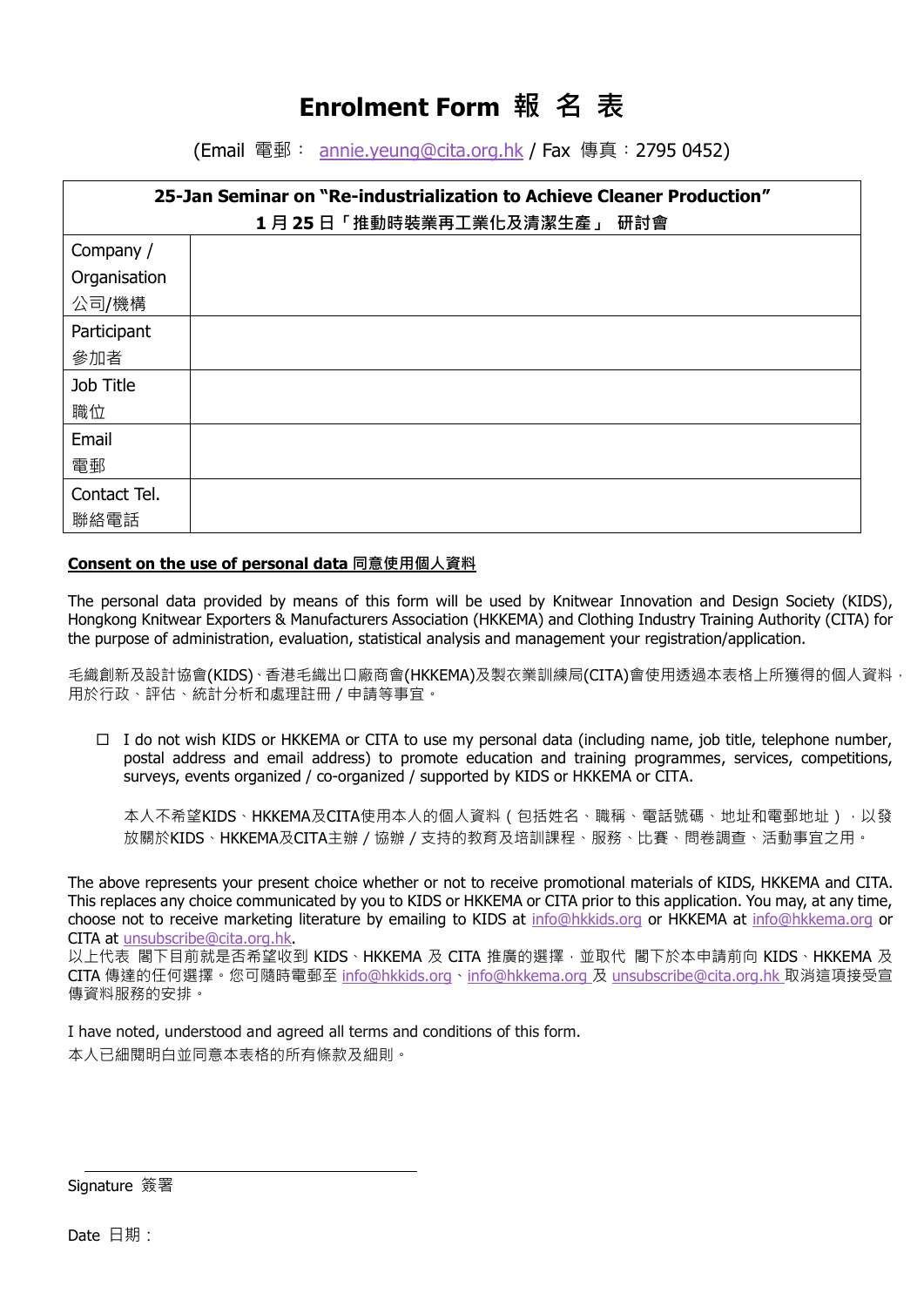# Enrolment Form 報 名 表

(Email 電郵： annie.yeung@cita.org.hk / Fax 傳真：2795 0452)

| **25-Jan Seminar on "Re-industrialization to Achieve Cleaner Production"**<br>**1 月 25 日「推動時裝業再工業化及清潔生產」 研討會** | |
|---|---|
| Company / Organisation 公司/機構 | |
| Participant 參加者 | |
| Job Title 職位 | |
| Email 電郵 | |
| Contact Tel. 聯絡電話 | |

**Consent on the use of personal data 同意使用個人資料**

The personal data provided by means of this form will be used by Knitwear Innovation and Design Society (KIDS), Hongkong Knitwear Exporters & Manufacturers Association (HKKEMA) and Clothing Industry Training Authority (CITA) for the purpose of administration, evaluation, statistical analysis and management your registration/application.

毛織創新及設計協會(KIDS)、香港毛織出口廠商會(HKKEMA)及製衣業訓練局(CITA)會使用透過本表格上所獲得的個人資料，用於行政、評估、統計分析和處理註冊 / 申請等事宜。

☐ I do not wish KIDS or HKKEMA or CITA to use my personal data (including name, job title, telephone number, postal address and email address) to promote education and training programmes, services, competitions, surveys, events organized / co-organized / supported by KIDS or HKKEMA or CITA.

本人不希望KIDS、HKKEMA及CITA使用本人的個人資料（包括姓名、職稱、電話號碼、地址和電郵地址），以發放關於KIDS、HKKEMA及CITA主辦 / 協辦 / 支持的教育及培訓課程、服務、比賽、問卷調查、活動事宜之用。

The above represents your present choice whether or not to receive promotional materials of KIDS, HKKEMA and CITA. This replaces any choice communicated by you to KIDS or HKKEMA or CITA prior to this application. You may, at any time, choose not to receive marketing literature by emailing to KIDS at info@hkkids.org or HKKEMA at info@hkkema.org or CITA at unsubscribe@cita.org.hk.

以上代表 閣下目前就是否希望收到 KIDS、HKKEMA 及 CITA 推廣的選擇，並取代 閣下於本申請前向 KIDS、HKKEMA 及 CITA 傳達的任何選擇。您可隨時電郵至 info@hkkids.org、info@hkkema.org 及 unsubscribe@cita.org.hk 取消這項接受宣傳資料服務的安排。

I have noted, understood and agreed all terms and conditions of this form.

本人已細閱明白並同意本表格的所有條款及細則。

\_\_\_\_\_\_\_\_\_\_\_\_\_\_\_\_\_\_\_\_\_\_\_\_\_\_\_\_\_\_\_\_

Signature 簽署

Date 日期：